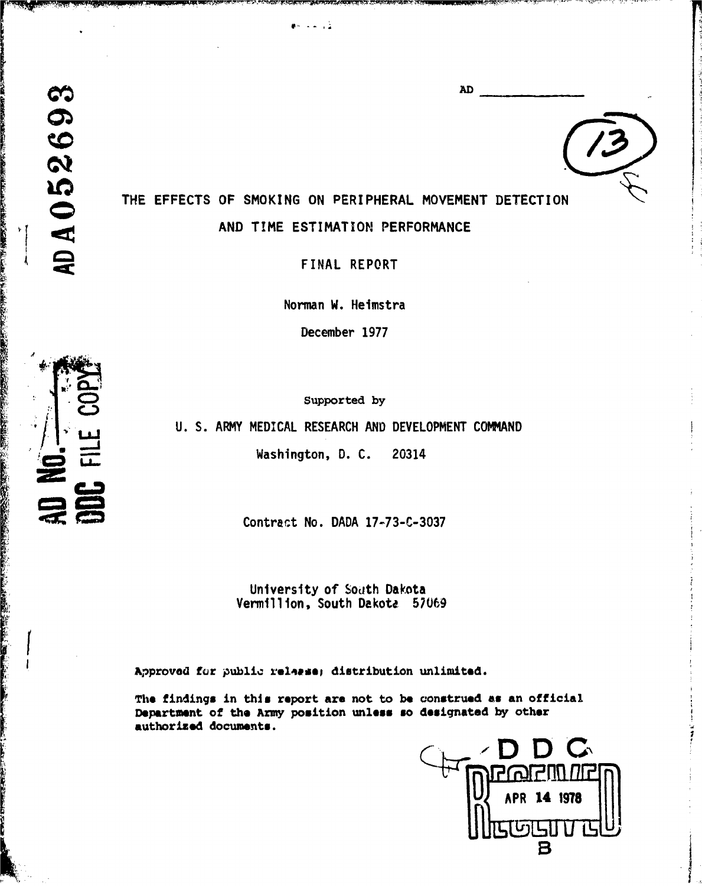AD ____________

# THE EFFECTS OF SMOKING ON PERIPHERAL MOVEMENT DETECTION AND TIME ESTIMATION PERFORMANCE

FINAL REPORT

Norman W. Heimstra

December 1977

Supported by

U. S. ARMY MEDICAL RESEARCH AND DEVELOPMENT COMMAND

Washington, D. C. 20314

Contract No. DADA 17-73-C-3037

University of South Dakota
Vermillion, South Dakota 57069

Approved for public release; distribution unlimited.

The findings in this report are not to be construed as an official Department of the Army position unless so designated by other authorized documents.

AD A052693

AD No. ____
DDC FILE COPY

DDC
RECEIVED
APR 14 1978
B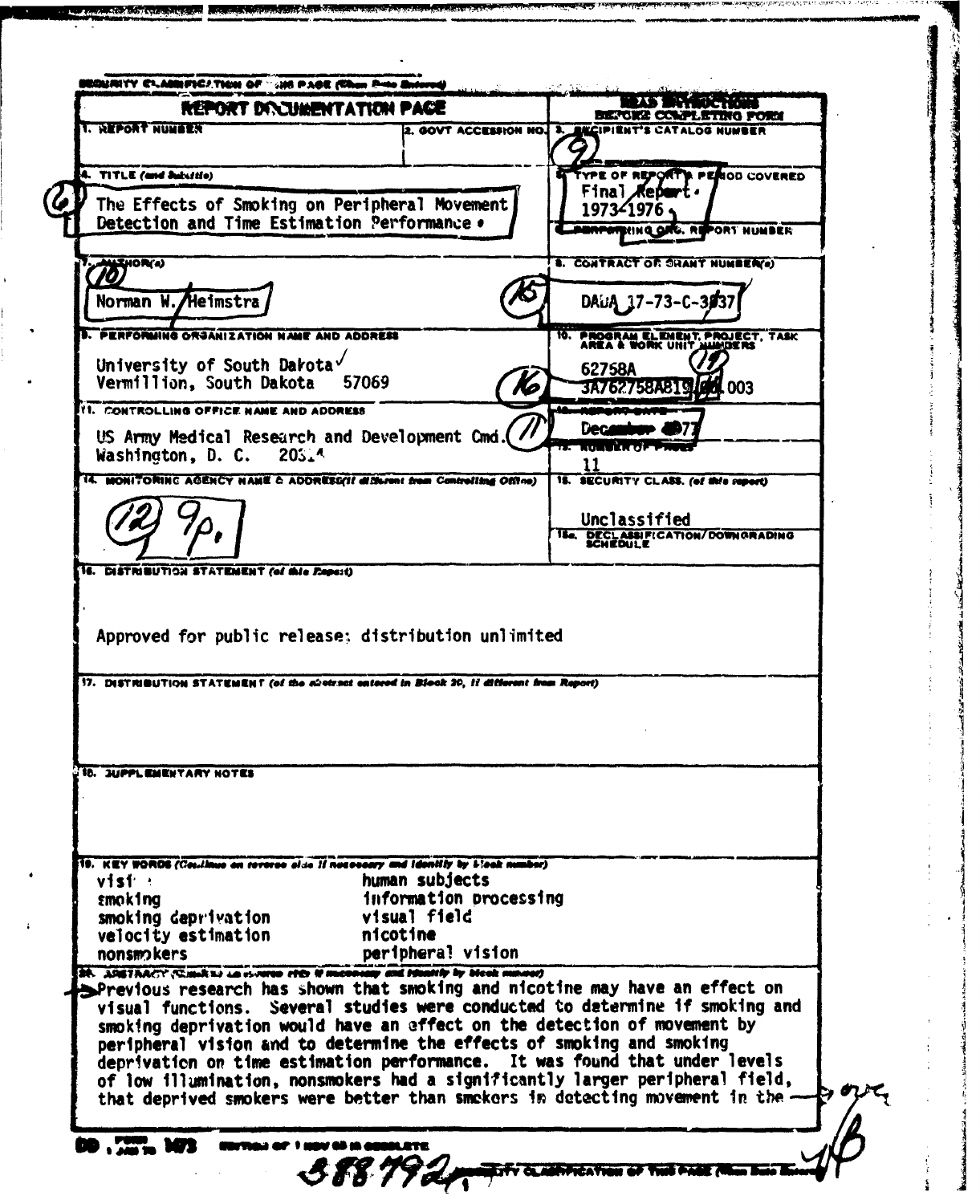SECURITY CLASSIFICATION OF THIS PAGE (When Data Entered)

| REPORT DOCUMENTATION PAGE | | READ INSTRUCTIONS BEFORE COMPLETING FORM |
|---|---|---|
| 1. REPORT NUMBER | 2. GOVT ACCESSION NO. | 3. RECIPIENT'S CATALOG NUMBER |
| 4. TITLE (and Subtitle)<br>The Effects of Smoking on Peripheral Movement Detection and Time Estimation Performance | | 5. TYPE OF REPORT & PERIOD COVERED<br>Final Report, 1973-1976 |
| | | 6. PERFORMING ORG. REPORT NUMBER |
| 7. AUTHOR(s)<br>Norman W. Heimstra | | 8. CONTRACT OR GRANT NUMBER(s)<br>DADA 17-73-C-3037 |
| 9. PERFORMING ORGANIZATION NAME AND ADDRESS<br>University of South Dakota<br>Vermillion, South Dakota 57069 | | 10. PROGRAM ELEMENT, PROJECT, TASK AREA & WORK UNIT NUMBERS<br>62758A<br>3A762758A819.00.003 |
| 11. CONTROLLING OFFICE NAME AND ADDRESS<br>US Army Medical Research and Development Cmd.<br>Washington, D. C. 20314 | | 12. REPORT DATE<br>December 1977 |
| | | 13. NUMBER OF PAGES<br>11 |
| 14. MONITORING AGENCY NAME & ADDRESS(if different from Controlling Office) | | 15. SECURITY CLASS. (of this report)<br>Unclassified |
| | | 15a. DECLASSIFICATION/DOWNGRADING SCHEDULE |

16. DISTRIBUTION STATEMENT (of this Report)

Approved for public release; distribution unlimited

17. DISTRIBUTION STATEMENT (of the abstract entered in Block 20, if different from Report)

18. SUPPLEMENTARY NOTES

19. KEY WORDS (Continue on reverse side if necessary and identify by block number)

| | |
|---|---|
| vision | human subjects |
| smoking | information processing |
| smoking deprivation | visual field |
| velocity estimation | nicotine |
| nonsmokers | peripheral vision |

20. ABSTRACT (Continue on reverse side if necessary and identify by block number)

Previous research has shown that smoking and nicotine may have an effect on visual functions. Several studies were conducted to determine if smoking and smoking deprivation would have an effect on the detection of movement by peripheral vision and to determine the effects of smoking and smoking deprivation on time estimation performance. It was found that under levels of low illumination, nonsmokers had a significantly larger peripheral field, that deprived smokers were better than smokers in detecting movement in the — over

DD FORM 1473 EDITION OF 1 NOV 65 IS OBSOLETE

388 792

SECURITY CLASSIFICATION OF THIS PAGE (When Data Entered)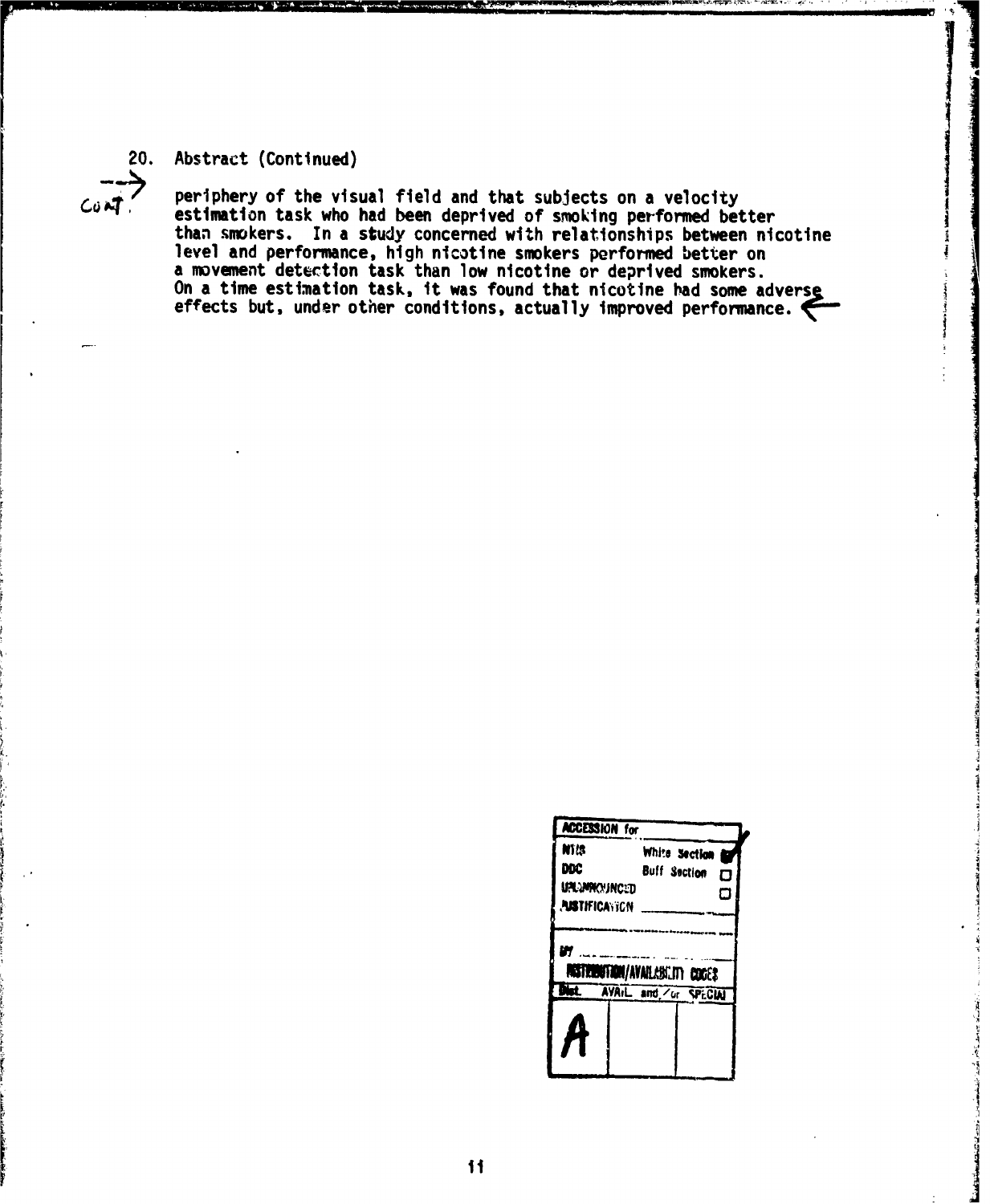20. Abstract (Continued)

periphery of the visual field and that subjects on a velocity estimation task who had been deprived of smoking performed better than smokers. In a study concerned with relationships between nicotine level and performance, high nicotine smokers performed better on a movement detection task than low nicotine or deprived smokers. On a time estimation task, it was found that nicotine had some adverse effects but, under other conditions, actually improved performance.

| ACCESSION for | | |
|---|---|---|
| NTIS | White Section ☑ | |
| DDC | Buff Section ☐ | |
| UNANNOUNCED | ☐ | |
| JUSTIFICATION | | |
| BY | | |
| DISTRIBUTION/AVAILABILITY CODES | | |
| Dist. | AVAIL. and/or SPECIAL | |
| A | | |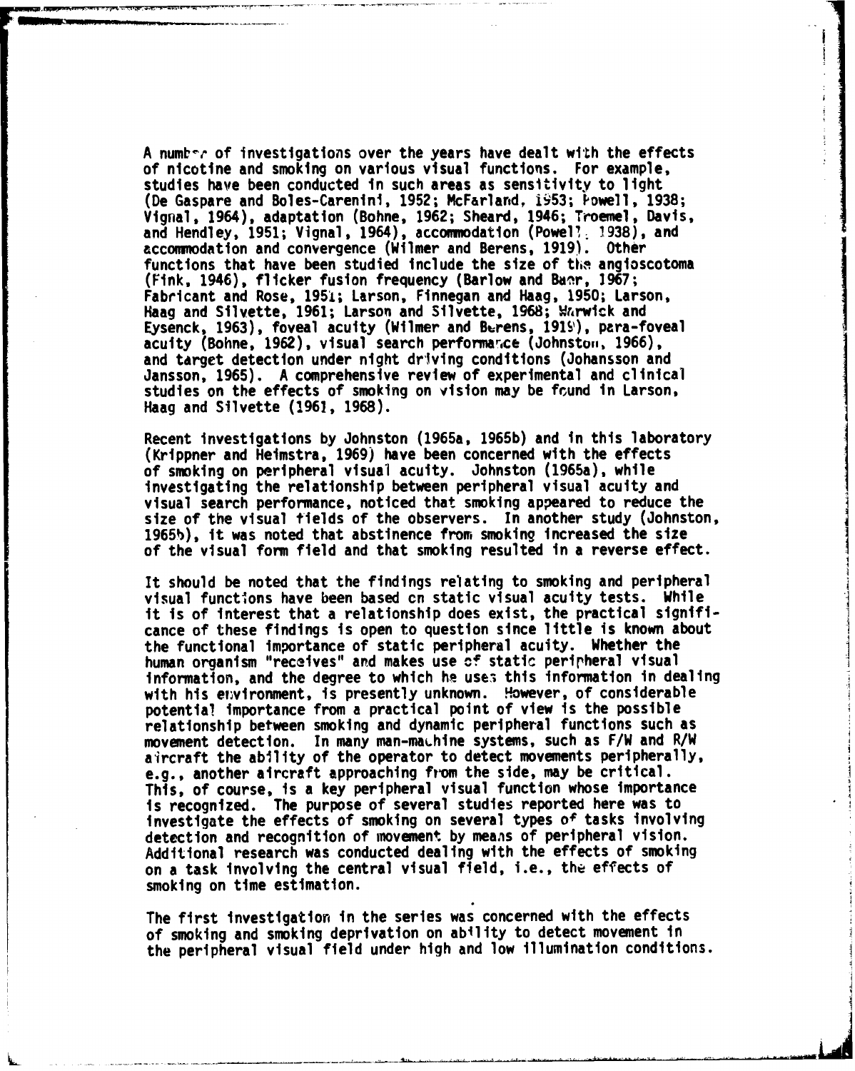A number of investigations over the years have dealt with the effects of nicotine and smoking on various visual functions. For example, studies have been conducted in such areas as sensitivity to light (De Gaspare and Boles-Carenini, 1952; McFarland, 1953; Powell, 1938; Vignal, 1964), adaptation (Bohne, 1962; Sheard, 1946; Troemel, Davis, and Hendley, 1951; Vignal, 1964), accommodation (Powell, 1938), and accommodation and convergence (Wilmer and Berens, 1919). Other functions that have been studied include the size of the angioscotoma (Fink, 1946), flicker fusion frequency (Barlow and Baer, 1967; Fabricant and Rose, 1951; Larson, Finnegan and Haag, 1950; Larson, Haag and Silvette, 1961; Larson and Silvette, 1968; Warwick and Eysenck, 1963), foveal acuity (Wilmer and Berens, 1919), para-foveal acuity (Bohne, 1962), visual search performance (Johnston, 1966), and target detection under night driving conditions (Johansson and Jansson, 1965). A comprehensive review of experimental and clinical studies on the effects of smoking on vision may be found in Larson, Haag and Silvette (1961, 1968).

Recent investigations by Johnston (1965a, 1965b) and in this laboratory (Krippner and Heimstra, 1969) have been concerned with the effects of smoking on peripheral visual acuity. Johnston (1965a), while investigating the relationship between peripheral visual acuity and visual search performance, noticed that smoking appeared to reduce the size of the visual fields of the observers. In another study (Johnston, 1965b), it was noted that abstinence from smoking increased the size of the visual form field and that smoking resulted in a reverse effect.

It should be noted that the findings relating to smoking and peripheral visual functions have been based on static visual acuity tests. While it is of interest that a relationship does exist, the practical significance of these findings is open to question since little is known about the functional importance of static peripheral acuity. Whether the human organism "receives" and makes use of static peripheral visual information, and the degree to which he uses this information in dealing with his environment, is presently unknown. However, of considerable potential importance from a practical point of view is the possible relationship between smoking and dynamic peripheral functions such as movement detection. In many man-machine systems, such as F/W and R/W aircraft the ability of the operator to detect movements peripherally, e.g., another aircraft approaching from the side, may be critical. This, of course, is a key peripheral visual function whose importance is recognized. The purpose of several studies reported here was to investigate the effects of smoking on several types of tasks involving detection and recognition of movement by means of peripheral vision. Additional research was conducted dealing with the effects of smoking on a task involving the central visual field, i.e., the effects of smoking on time estimation.

The first investigation in the series was concerned with the effects of smoking and smoking deprivation on ability to detect movement in the peripheral visual field under high and low illumination conditions.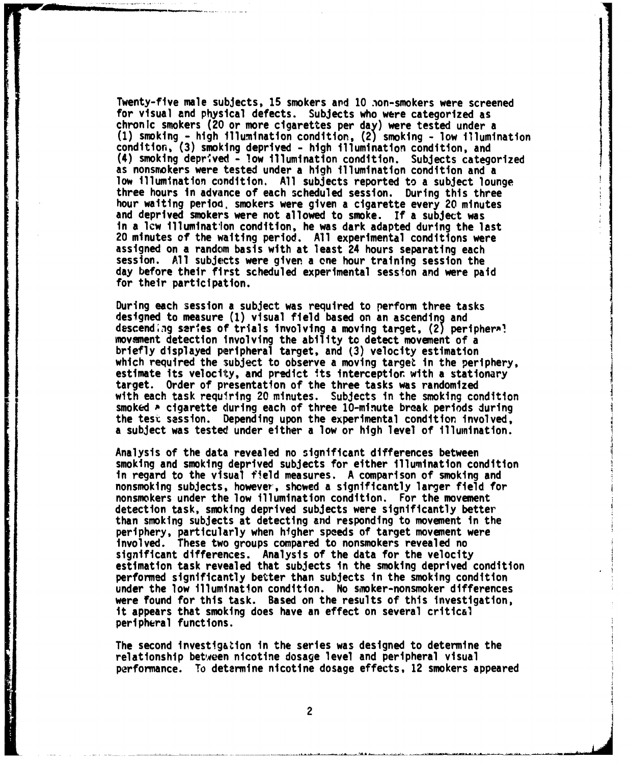Twenty-five male subjects, 15 smokers and 10 non-smokers were screened for visual and physical defects. Subjects who were categorized as chronic smokers (20 or more cigarettes per day) were tested under a (1) smoking - high illumination condition, (2) smoking - low illumination condition, (3) smoking deprived - high illumination condition, and (4) smoking deprived - low illumination condition. Subjects categorized as nonsmokers were tested under a high illumination condition and a low illumination condition. All subjects reported to a subject lounge three hours in advance of each scheduled session. During this three hour waiting period, smokers were given a cigarette every 20 minutes and deprived smokers were not allowed to smoke. If a subject was in a low illumination condition, he was dark adapted during the last 20 minutes of the waiting period. All experimental conditions were assigned on a random basis with at least 24 hours separating each session. All subjects were given a one hour training session the day before their first scheduled experimental session and were paid for their participation.

During each session a subject was required to perform three tasks designed to measure (1) visual field based on an ascending and descending series of trials involving a moving target, (2) peripheral movement detection involving the ability to detect movement of a briefly displayed peripheral target, and (3) velocity estimation which required the subject to observe a moving target in the periphery, estimate its velocity, and predict its interception with a stationary target. Order of presentation of the three tasks was randomized with each task requiring 20 minutes. Subjects in the smoking condition smoked a cigarette during each of three 10-minute break periods during the test session. Depending upon the experimental condition involved, a subject was tested under either a low or high level of illumination.

Analysis of the data revealed no significant differences between smoking and smoking deprived subjects for either illumination condition in regard to the visual field measures. A comparison of smoking and nonsmoking subjects, however, showed a significantly larger field for nonsmokers under the low illumination condition. For the movement detection task, smoking deprived subjects were significantly better than smoking subjects at detecting and responding to movement in the periphery, particularly when higher speeds of target movement were involved. These two groups compared to nonsmokers revealed no significant differences. Analysis of the data for the velocity estimation task revealed that subjects in the smoking deprived condition performed significantly better than subjects in the smoking condition under the low illumination condition. No smoker-nonsmoker differences were found for this task. Based on the results of this investigation, it appears that smoking does have an effect on several critical peripheral functions.

The second investigation in the series was designed to determine the relationship between nicotine dosage level and peripheral visual performance. To determine nicotine dosage effects, 12 smokers appeared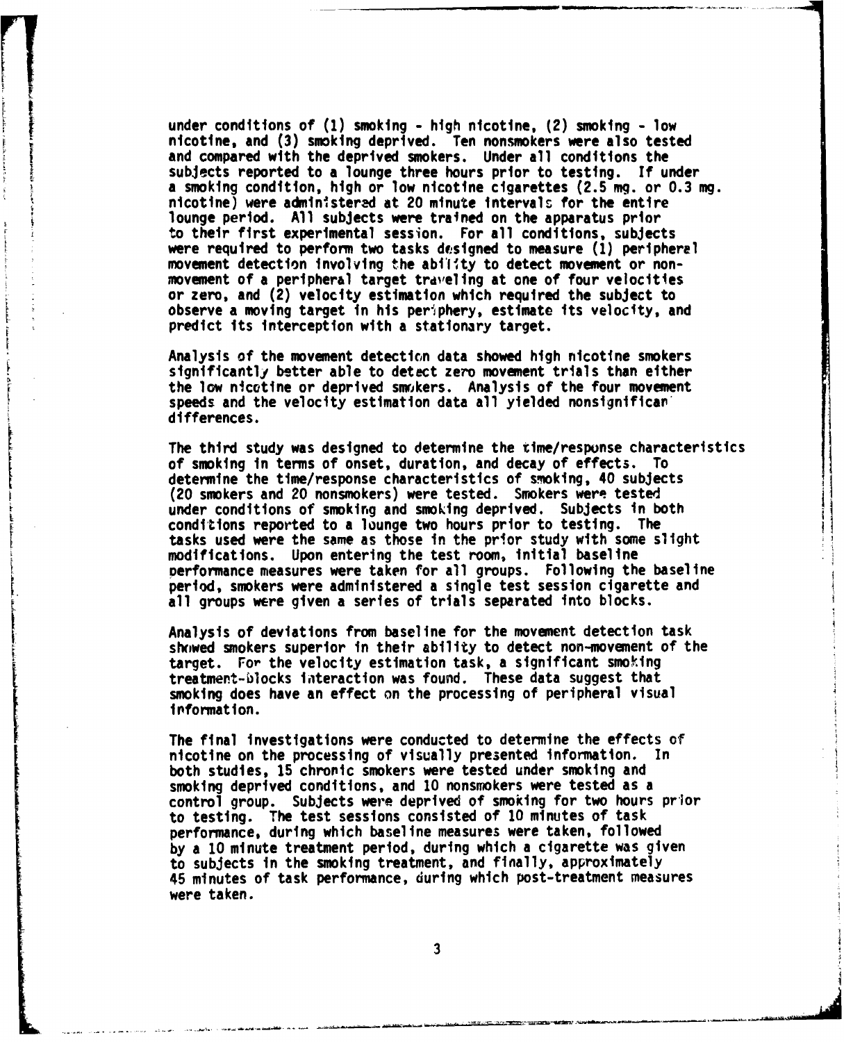under conditions of (1) smoking - high nicotine, (2) smoking - low nicotine, and (3) smoking deprived. Ten nonsmokers were also tested and compared with the deprived smokers. Under all conditions the subjects reported to a lounge three hours prior to testing. If under a smoking condition, high or low nicotine cigarettes (2.5 mg. or 0.3 mg. nicotine) were administered at 20 minute intervals for the entire lounge period. All subjects were trained on the apparatus prior to their first experimental session. For all conditions, subjects were required to perform two tasks designed to measure (1) peripheral movement detection involving the ability to detect movement or non-movement of a peripheral target traveling at one of four velocities or zero, and (2) velocity estimation which required the subject to observe a moving target in his periphery, estimate its velocity, and predict its interception with a stationary target.

Analysis of the movement detection data showed high nicotine smokers significantly better able to detect zero movement trials than either the low nicotine or deprived smokers. Analysis of the four movement speeds and the velocity estimation data all yielded nonsignificant differences.

The third study was designed to determine the time/response characteristics of smoking in terms of onset, duration, and decay of effects. To determine the time/response characteristics of smoking, 40 subjects (20 smokers and 20 nonsmokers) were tested. Smokers were tested under conditions of smoking and smoking deprived. Subjects in both conditions reported to a lounge two hours prior to testing. The tasks used were the same as those in the prior study with some slight modifications. Upon entering the test room, initial baseline performance measures were taken for all groups. Following the baseline period, smokers were administered a single test session cigarette and all groups were given a series of trials separated into blocks.

Analysis of deviations from baseline for the movement detection task showed smokers superior in their ability to detect non-movement of the target. For the velocity estimation task, a significant smoking treatment-blocks interaction was found. These data suggest that smoking does have an effect on the processing of peripheral visual information.

The final investigations were conducted to determine the effects of nicotine on the processing of visually presented information. In both studies, 15 chronic smokers were tested under smoking and smoking deprived conditions, and 10 nonsmokers were tested as a control group. Subjects were deprived of smoking for two hours prior to testing. The test sessions consisted of 10 minutes of task performance, during which baseline measures were taken, followed by a 10 minute treatment period, during which a cigarette was given to subjects in the smoking treatment, and finally, approximately 45 minutes of task performance, during which post-treatment measures were taken.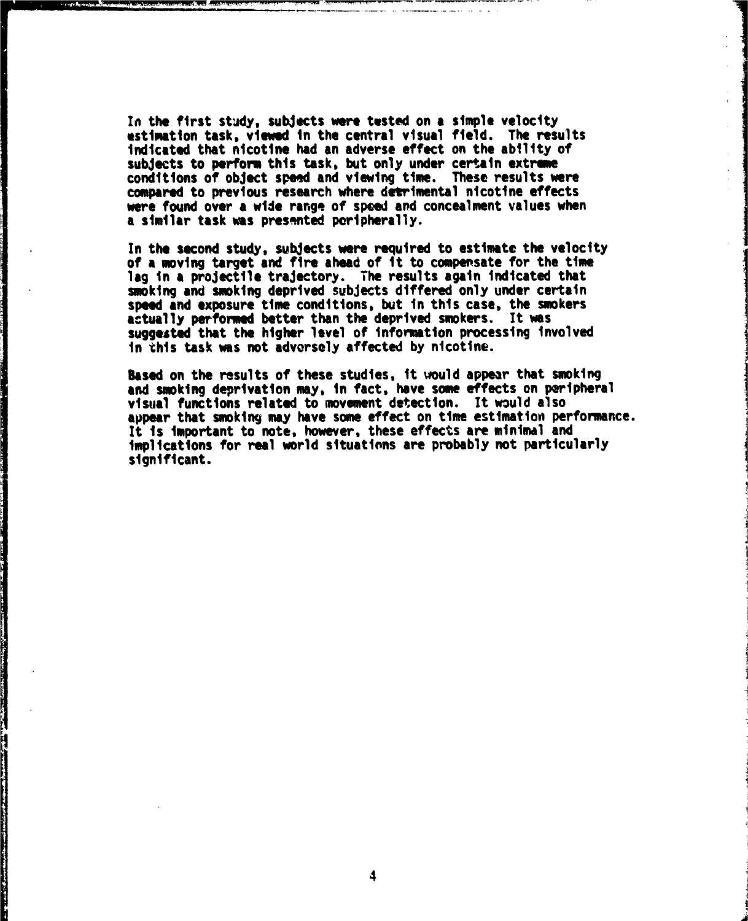In the first study, subjects were tested on a simple velocity estimation task, viewed in the central visual field. The results indicated that nicotine had an adverse effect on the ability of subjects to perform this task, but only under certain extreme conditions of object speed and viewing time. These results were compared to previous research where detrimental nicotine effects were found over a wide range of speed and concealment values when a similar task was presented peripherally.

In the second study, subjects were required to estimate the velocity of a moving target and fire ahead of it to compensate for the time lag in a projectile trajectory. The results again indicated that smoking and smoking deprived subjects differed only under certain speed and exposure time conditions, but in this case, the smokers actually performed better than the deprived smokers. It was suggested that the higher level of information processing involved in this task was not adversely affected by nicotine.

Based on the results of these studies, it would appear that smoking and smoking deprivation may, in fact, have some effects on peripheral visual functions related to movement detection. It would also appear that smoking may have some effect on time estimation performance. It is important to note, however, these effects are minimal and implications for real world situations are probably not particularly significant.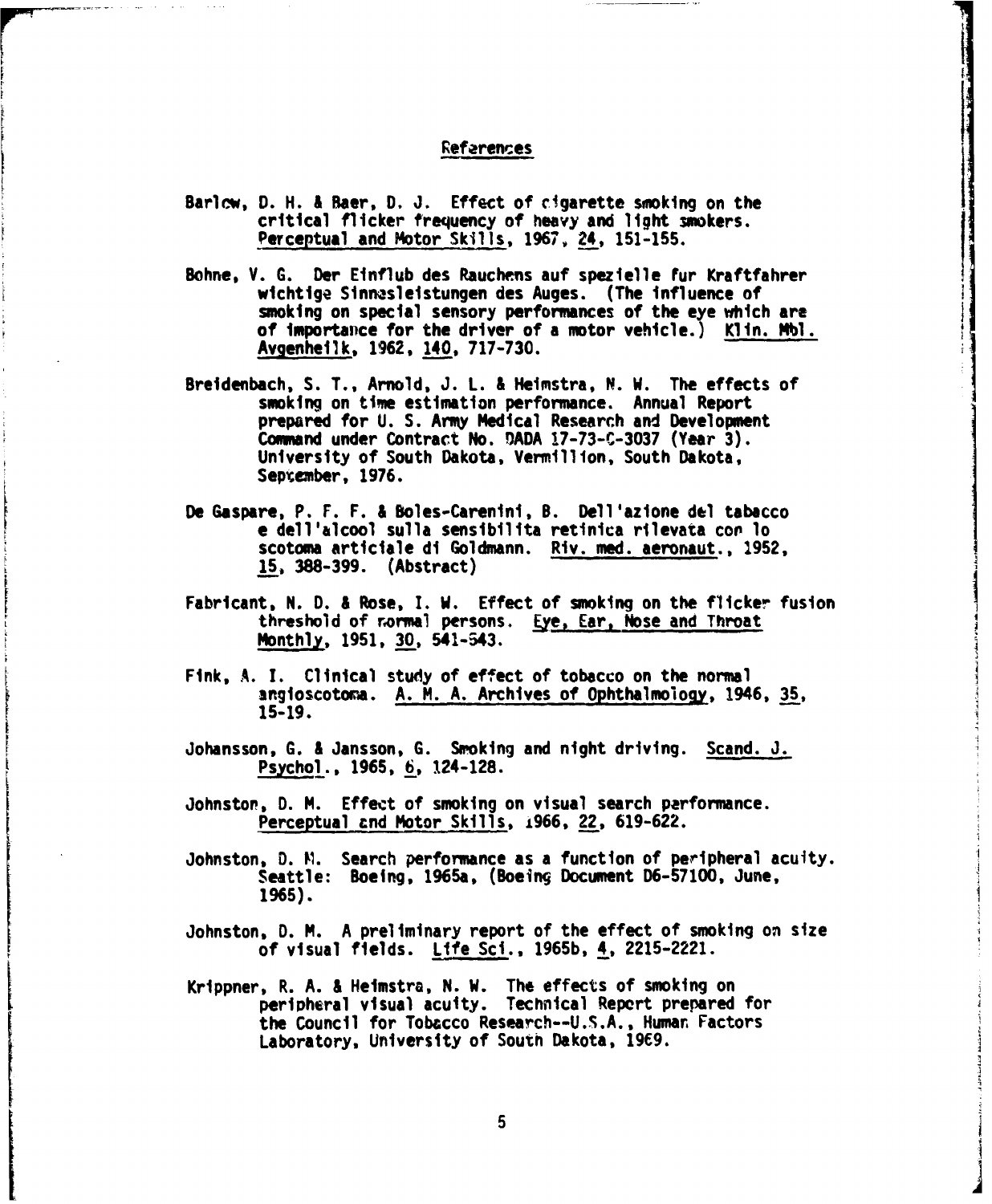## References

Barlow, D. H. & Baer, D. J. Effect of cigarette smoking on the critical flicker frequency of heavy and light smokers. Perceptual and Motor Skills, 1967, 24, 151-155.

Bohne, V. G. Der Einflub des Rauchens auf spezielle fur Kraftfahrer wichtige Sinnesleistungen des Auges. (The influence of smoking on special sensory performances of the eye which are of importance for the driver of a motor vehicle.) Klin. Mbl. Avgenheilk, 1962, 140, 717-730.

Breidenbach, S. T., Arnold, J. L. & Heimstra, N. W. The effects of smoking on time estimation performance. Annual Report prepared for U. S. Army Medical Research and Development Command under Contract No. DADA 17-73-C-3037 (Year 3). University of South Dakota, Vermillion, South Dakota, September, 1976.

De Gaspare, P. F. F. & Boles-Carenini, B. Dell'azione del tabacco e dell'alcool sulla sensibilita retinica rilevata con lo scotoma articiale di Goldmann. Riv. med. aeronaut., 1952, 15, 388-399. (Abstract)

Fabricant, N. D. & Rose, I. W. Effect of smoking on the flicker fusion threshold of normal persons. Eye, Ear, Nose and Throat Monthly, 1951, 30, 541-543.

Fink, A. I. Clinical study of effect of tobacco on the normal angioscotoma. A. M. A. Archives of Ophthalmology, 1946, 35, 15-19.

Johansson, G. & Jansson, G. Smoking and night driving. Scand. J. Psychol., 1965, 6, 124-128.

Johnston, D. M. Effect of smoking on visual search performance. Perceptual and Motor Skills, 1966, 22, 619-622.

Johnston, D. M. Search performance as a function of peripheral acuity. Seattle: Boeing, 1965a, (Boeing Document D6-57100, June, 1965).

Johnston, D. M. A preliminary report of the effect of smoking on size of visual fields. Life Sci., 1965b, 4, 2215-2221.

Krippner, R. A. & Heimstra, N. W. The effects of smoking on peripheral visual acuity. Technical Report prepared for the Council for Tobacco Research--U.S.A., Human Factors Laboratory, University of South Dakota, 1969.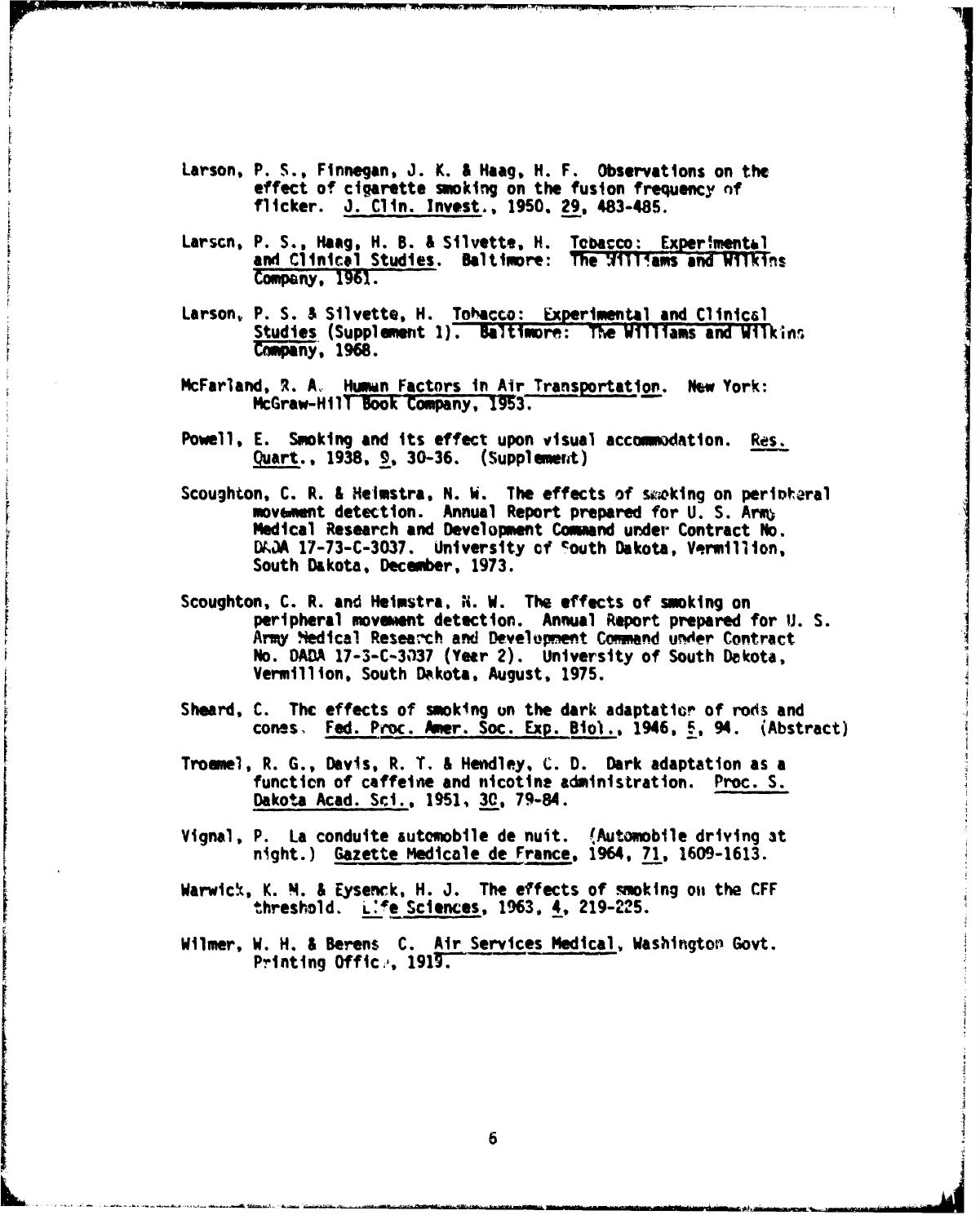Larson, P. S., Finnegan, J. K. & Haag, H. F. Observations on the effect of cigarette smoking on the fusion frequency of flicker. J. Clin. Invest., 1950, 29, 483-485.

Larson, P. S., Haag, H. B. & Silvette, H. Tobacco: Experimental and Clinical Studies. Baltimore: The Williams and Wilkins Company, 1961.

Larson, P. S. & Silvette, H. Tobacco: Experimental and Clinical Studies (Supplement 1). Baltimore: The Williams and Wilkins Company, 1968.

McFarland, R. A. Human Factors in Air Transportation. New York: McGraw-Hill Book Company, 1953.

Powell, E. Smoking and its effect upon visual accommodation. Res. Quart., 1938, 9, 30-36. (Supplement)

Scoughton, C. R. & Heimstra, N. W. The effects of smoking on peripheral movement detection. Annual Report prepared for U. S. Army Medical Research and Development Command under Contract No. DADA 17-73-C-3037. University of South Dakota, Vermillion, South Dakota, December, 1973.

Scoughton, C. R. and Heimstra, N. W. The effects of smoking on peripheral movement detection. Annual Report prepared for U. S. Army Medical Research and Development Command under Contract No. DADA 17-3-C-3037 (Year 2). University of South Dakota, Vermillion, South Dakota, August, 1975.

Sheard, C. The effects of smoking on the dark adaptation of rods and cones. Fed. Proc. Amer. Soc. Exp. Biol., 1946, 5, 94. (Abstract)

Troemel, R. G., Davis, R. T. & Hendley, C. D. Dark adaptation as a function of caffeine and nicotine administration. Proc. S. Dakota Acad. Sci., 1951, 30, 79-84.

Vignal, P. La conduite automobile de nuit. (Automobile driving at night.) Gazette Medicale de France, 1964, 71, 1609-1613.

Warwick, K. M. & Eysenck, H. J. The effects of smoking on the CFF threshold. Life Sciences, 1963, 4, 219-225.

Wilmer, W. H. & Berens C. Air Services Medical, Washington Govt. Printing Office, 1919.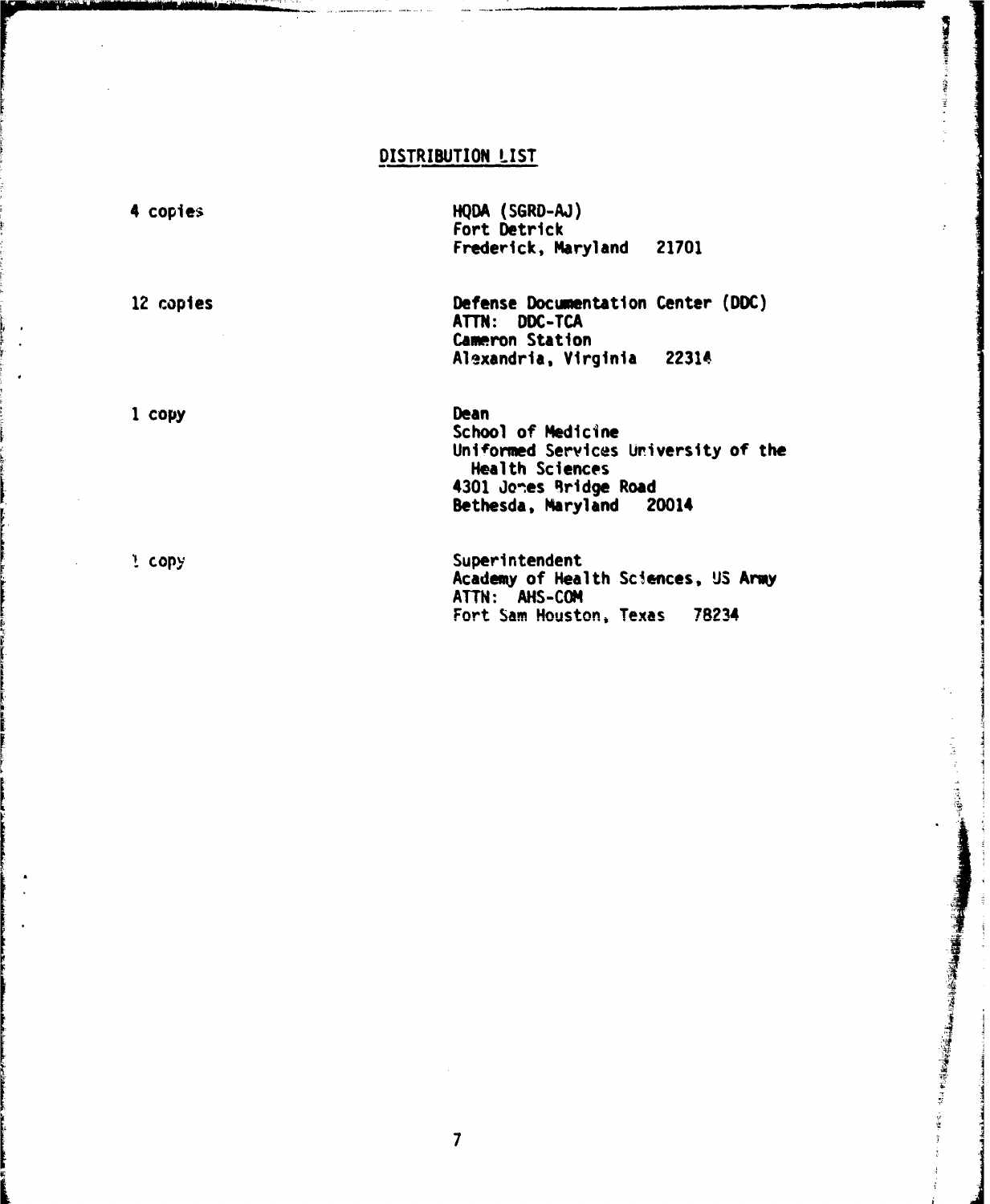## DISTRIBUTION LIST

| | |
|---|---|
| 4 copies | HQDA (SGRD-AJ)<br>Fort Detrick<br>Frederick, Maryland 21701 |
| 12 copies | Defense Documentation Center (DDC)<br>ATTN: DDC-TCA<br>Cameron Station<br>Alexandria, Virginia 22314 |
| 1 copy | Dean<br>School of Medicine<br>Uniformed Services University of the Health Sciences<br>4301 Jones Bridge Road<br>Bethesda, Maryland 20014 |
| 1 copy | Superintendent<br>Academy of Health Sciences, US Army<br>ATTN: AHS-COM<br>Fort Sam Houston, Texas 78234 |